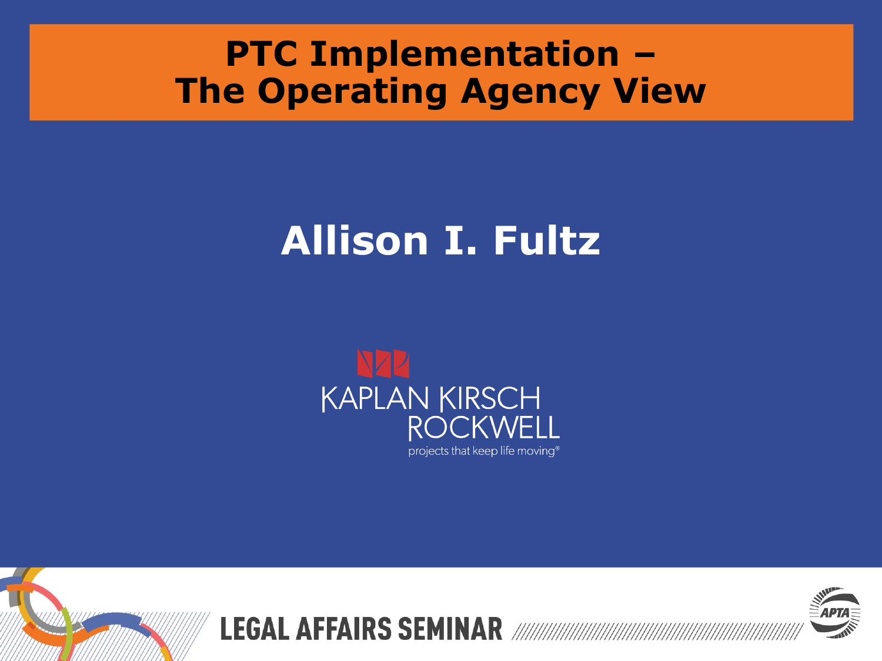# PTC Implementation – The Operating Agency View

## Allison I. Fultz

KAPLAN KIRSCH ROCKWELL

projects that keep life moving®

LEGAL AFFAIRS SEMINAR

APTA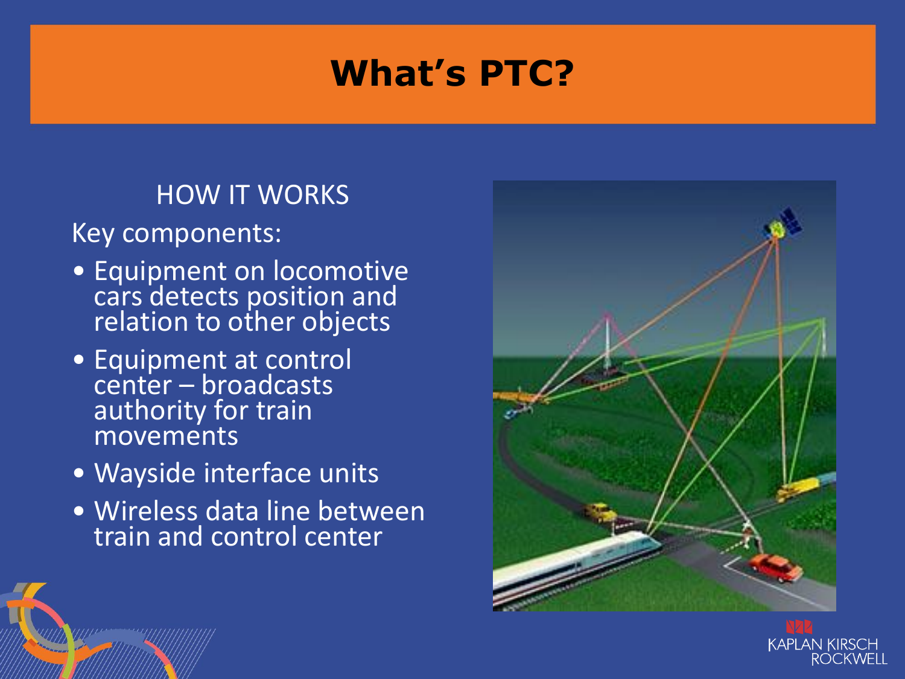# What's PTC?

HOW IT WORKS

Key components:

- Equipment on locomotive cars detects position and relation to other objects
- Equipment at control center – broadcasts authority for train movements
- Wayside interface units
- Wireless data line between train and control center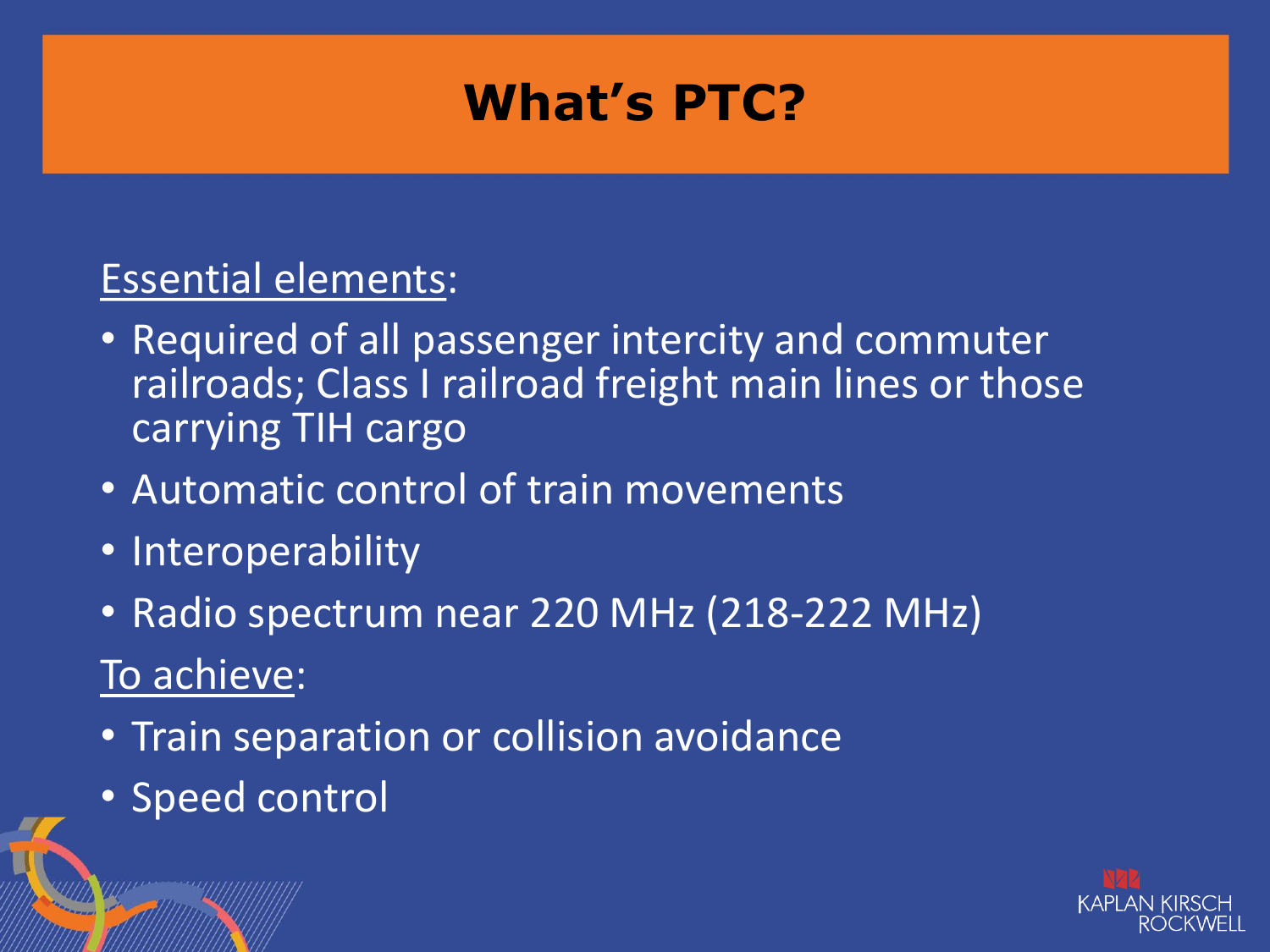# What's PTC?

Essential elements:

- Required of all passenger intercity and commuter railroads; Class I railroad freight main lines or those carrying TIH cargo
- Automatic control of train movements
- Interoperability
- Radio spectrum near 220 MHz (218-222 MHz)

To achieve:

- Train separation or collision avoidance
- Speed control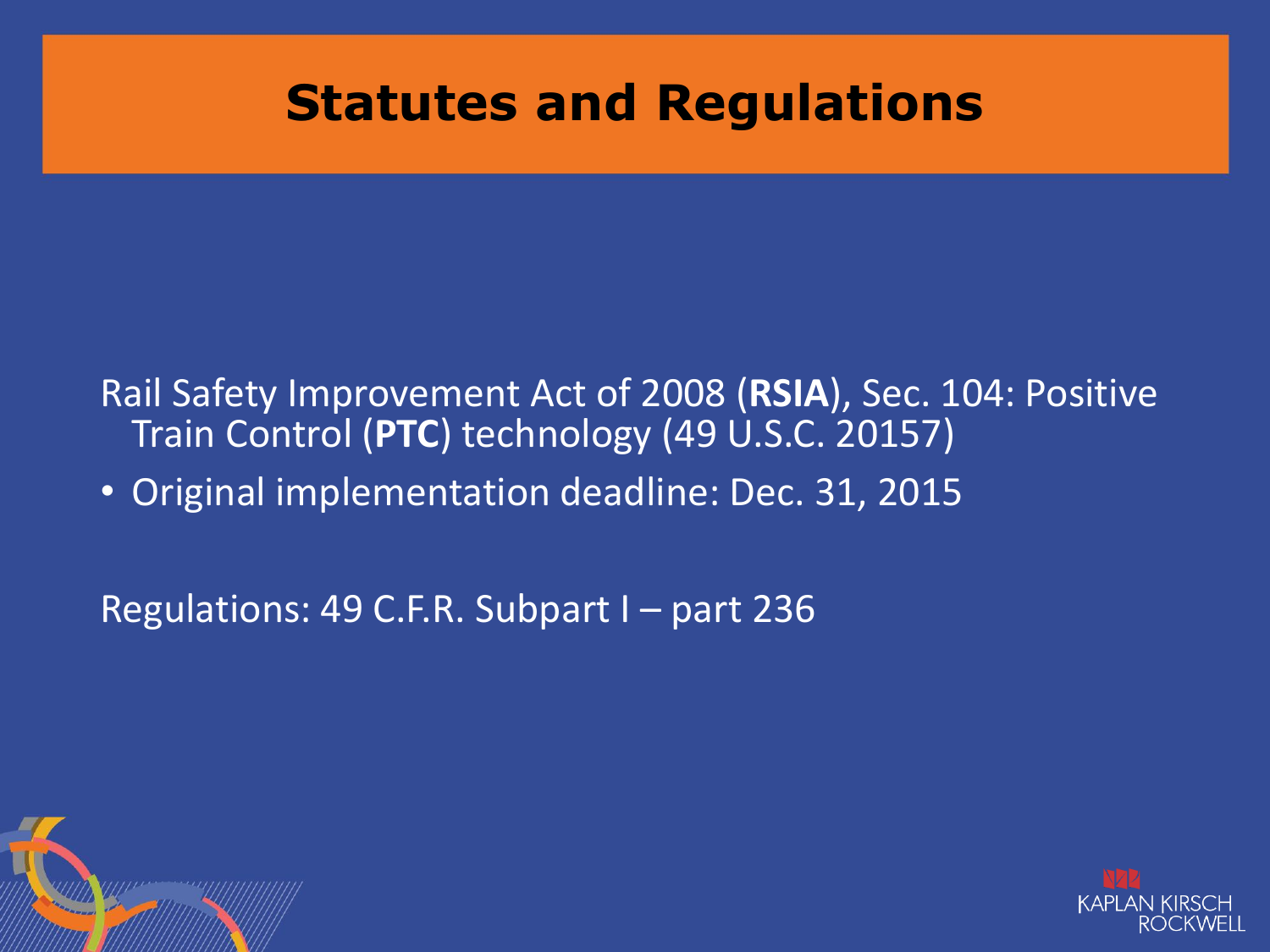# Statutes and Regulations

Rail Safety Improvement Act of 2008 (**RSIA**), Sec. 104: Positive Train Control (**PTC**) technology (49 U.S.C. 20157)

- Original implementation deadline: Dec. 31, 2015

Regulations: 49 C.F.R. Subpart I – part 236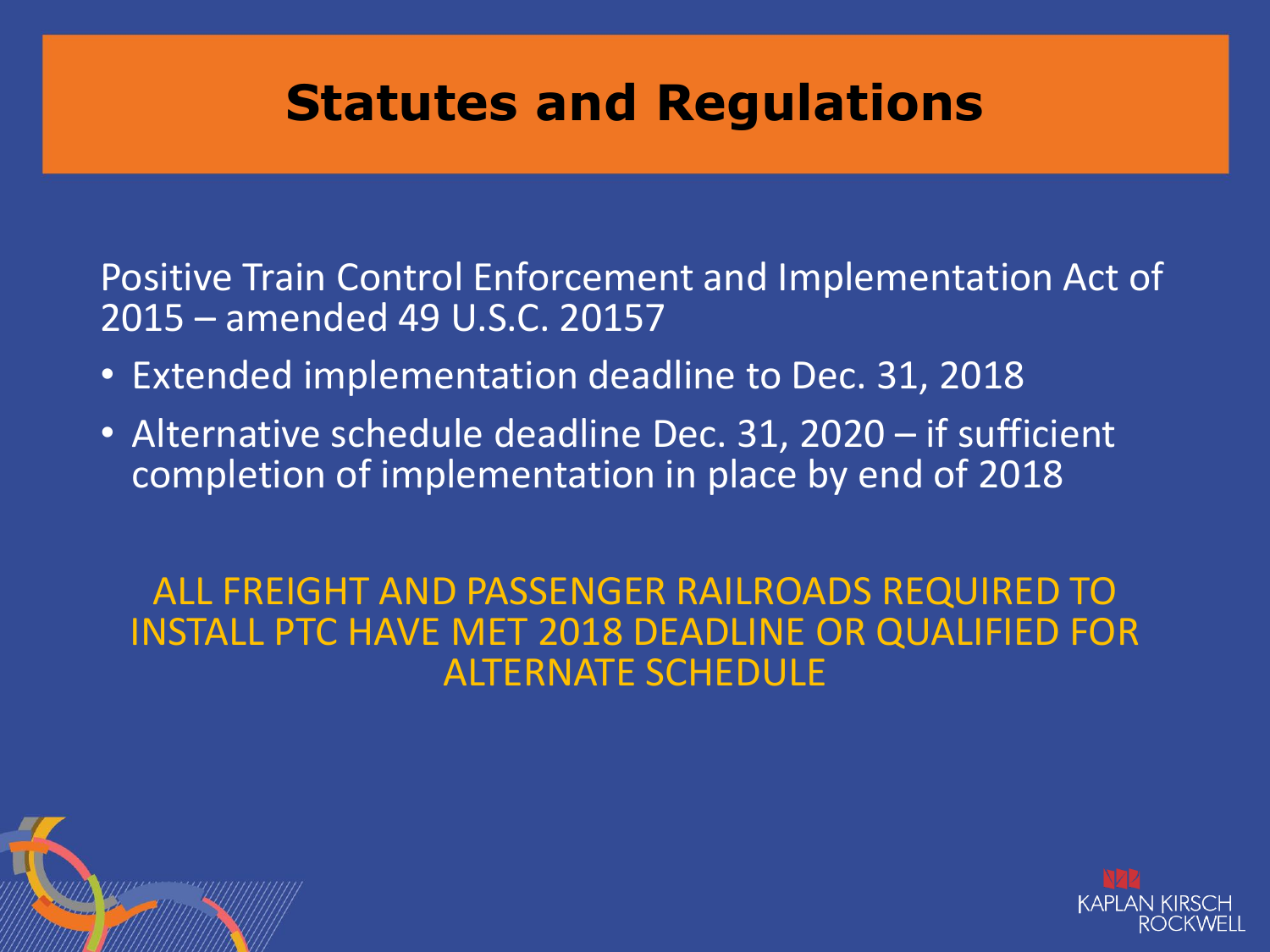# Statutes and Regulations

Positive Train Control Enforcement and Implementation Act of 2015 – amended 49 U.S.C. 20157

- Extended implementation deadline to Dec. 31, 2018
- Alternative schedule deadline Dec. 31, 2020 – if sufficient completion of implementation in place by end of 2018

ALL FREIGHT AND PASSENGER RAILROADS REQUIRED TO INSTALL PTC HAVE MET 2018 DEADLINE OR QUALIFIED FOR ALTERNATE SCHEDULE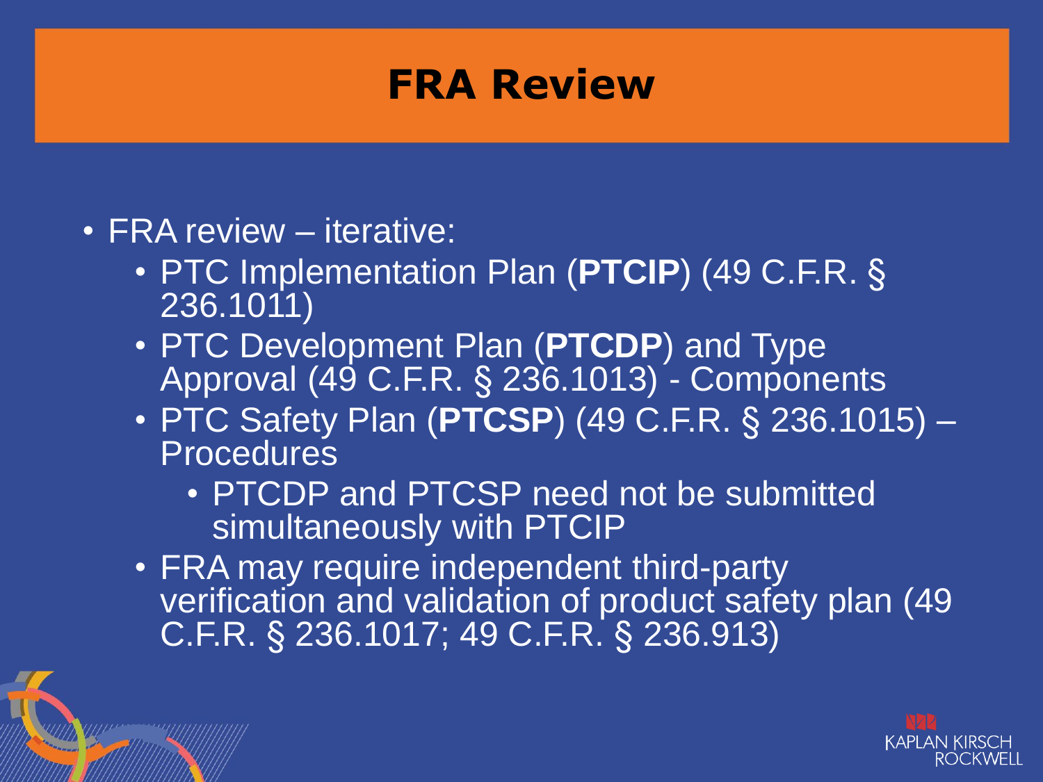# FRA Review

- FRA review – iterative:
  - PTC Implementation Plan (**PTCIP**) (49 C.F.R. § 236.1011)
  - PTC Development Plan (**PTCDP**) and Type Approval (49 C.F.R. § 236.1013) - Components
  - PTC Safety Plan (**PTCSP**) (49 C.F.R. § 236.1015) – Procedures
    - PTCDP and PTCSP need not be submitted simultaneously with PTCIP
  - FRA may require independent third-party verification and validation of product safety plan (49 C.F.R. § 236.1017; 49 C.F.R. § 236.913)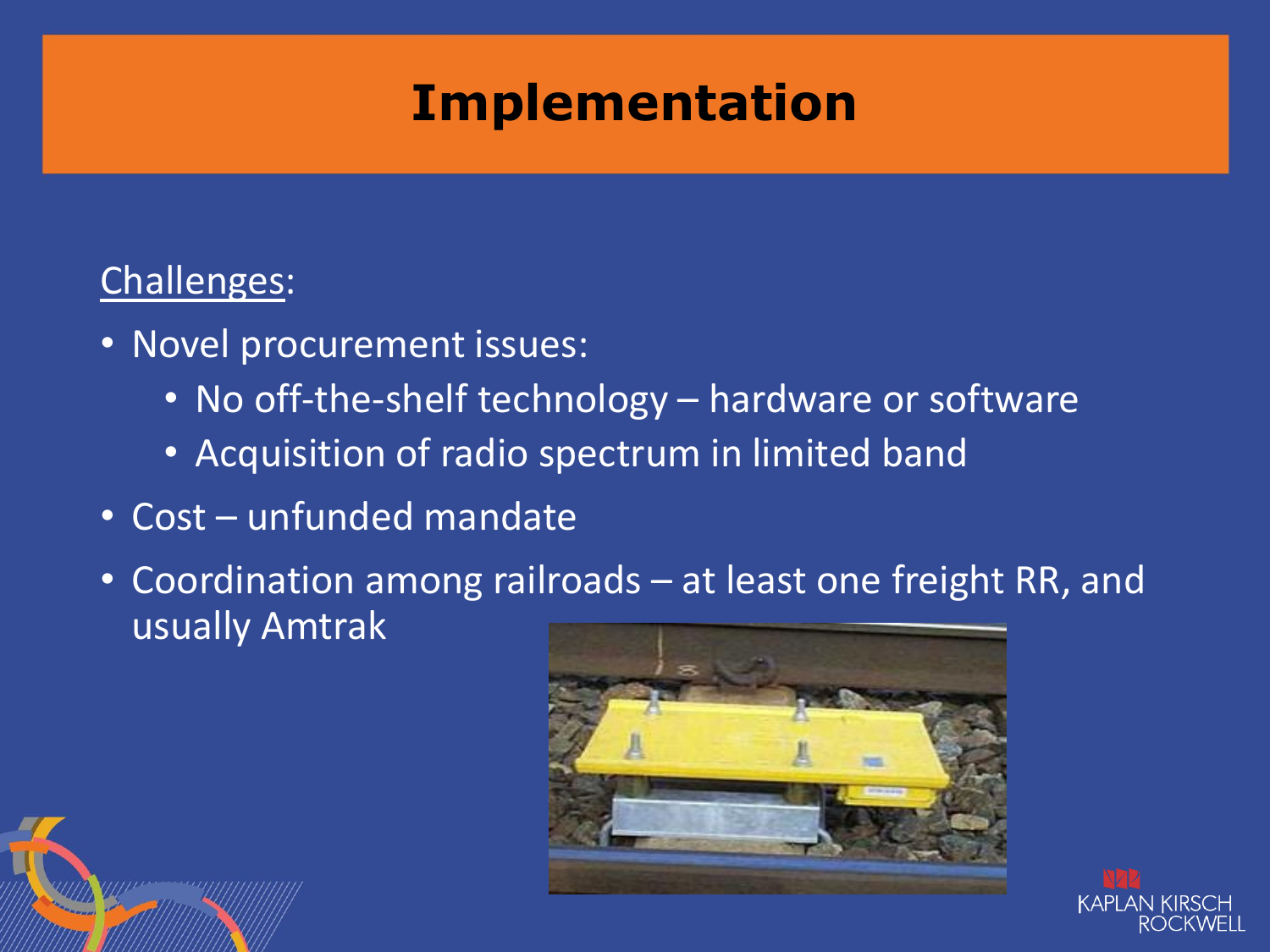# Implementation

Challenges:

- Novel procurement issues:
  - No off-the-shelf technology – hardware or software
  - Acquisition of radio spectrum in limited band
- Cost – unfunded mandate
- Coordination among railroads – at least one freight RR, and usually Amtrak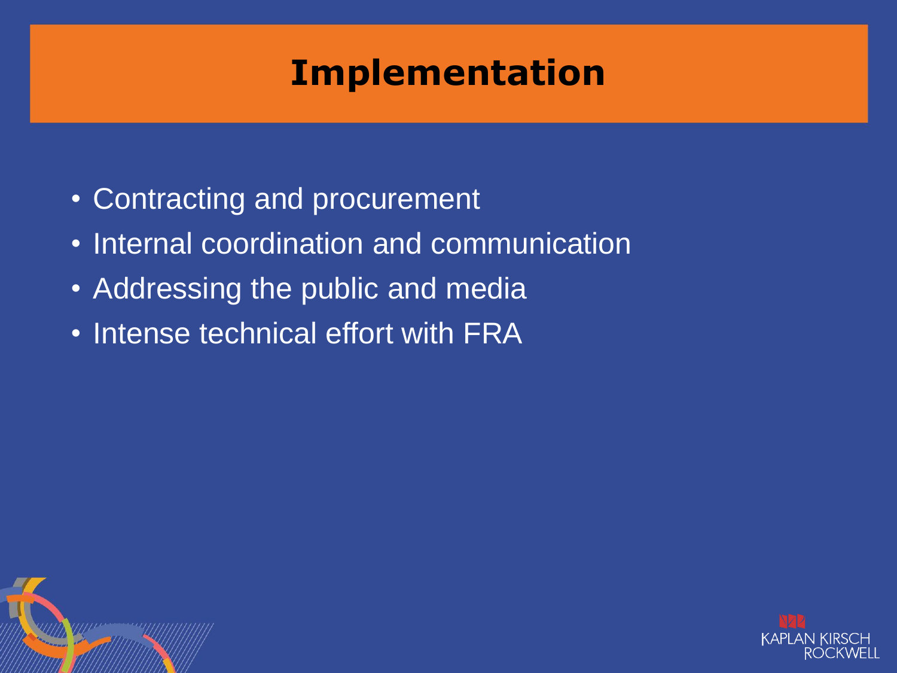# Implementation

- Contracting and procurement
- Internal coordination and communication
- Addressing the public and media
- Intense technical effort with FRA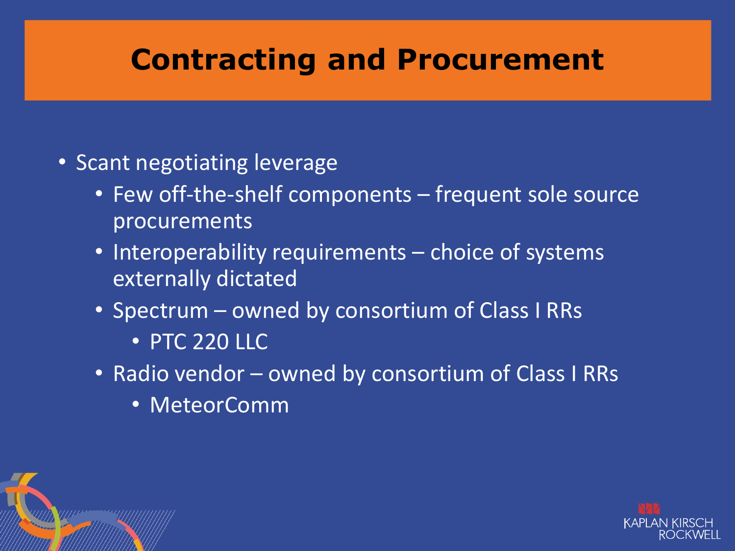# Contracting and Procurement

- Scant negotiating leverage
  - Few off-the-shelf components – frequent sole source procurements
  - Interoperability requirements – choice of systems externally dictated
  - Spectrum – owned by consortium of Class I RRs
    - PTC 220 LLC
  - Radio vendor – owned by consortium of Class I RRs
    - MeteorComm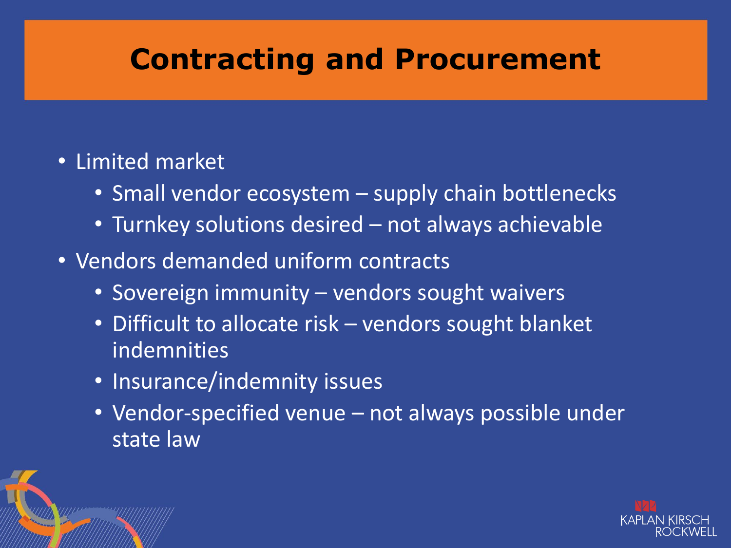# Contracting and Procurement

- Limited market
  - Small vendor ecosystem – supply chain bottlenecks
  - Turnkey solutions desired – not always achievable
- Vendors demanded uniform contracts
  - Sovereign immunity – vendors sought waivers
  - Difficult to allocate risk – vendors sought blanket indemnities
  - Insurance/indemnity issues
  - Vendor-specified venue – not always possible under state law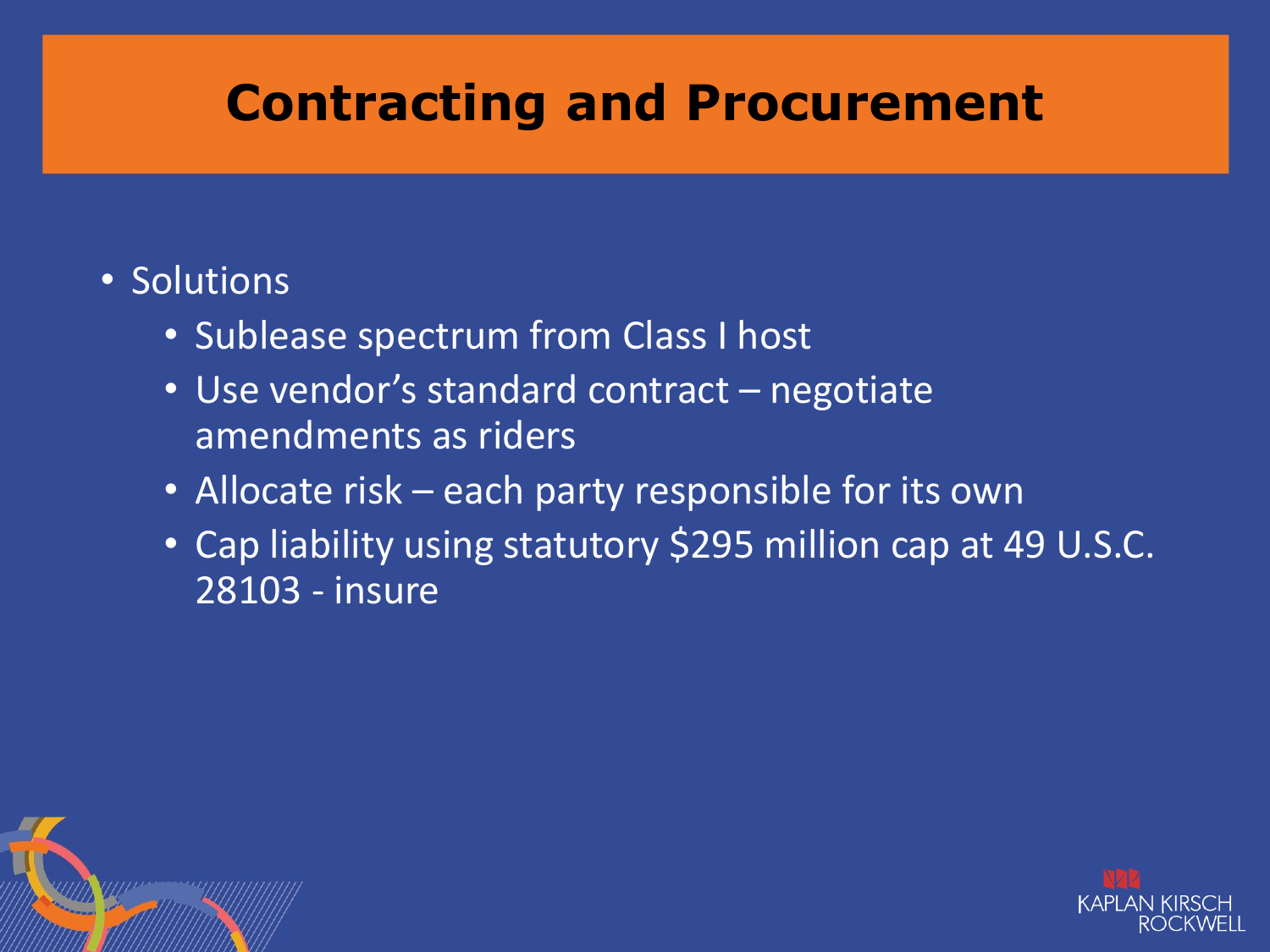# Contracting and Procurement

- Solutions
  - Sublease spectrum from Class I host
  - Use vendor's standard contract – negotiate amendments as riders
  - Allocate risk – each party responsible for its own
  - Cap liability using statutory $295 million cap at 49 U.S.C. 28103 - insure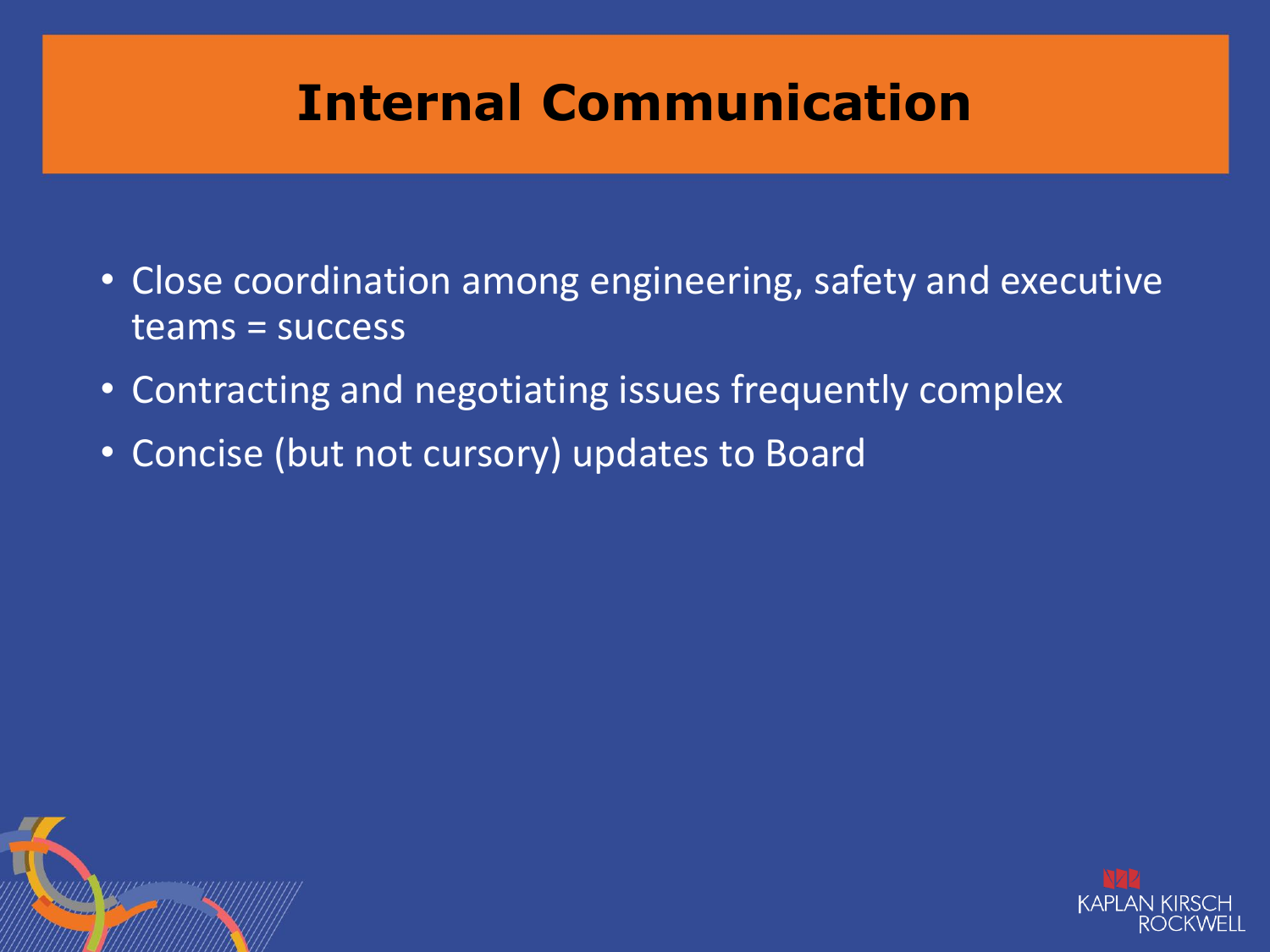# Internal Communication

- Close coordination among engineering, safety and executive teams = success
- Contracting and negotiating issues frequently complex
- Concise (but not cursory) updates to Board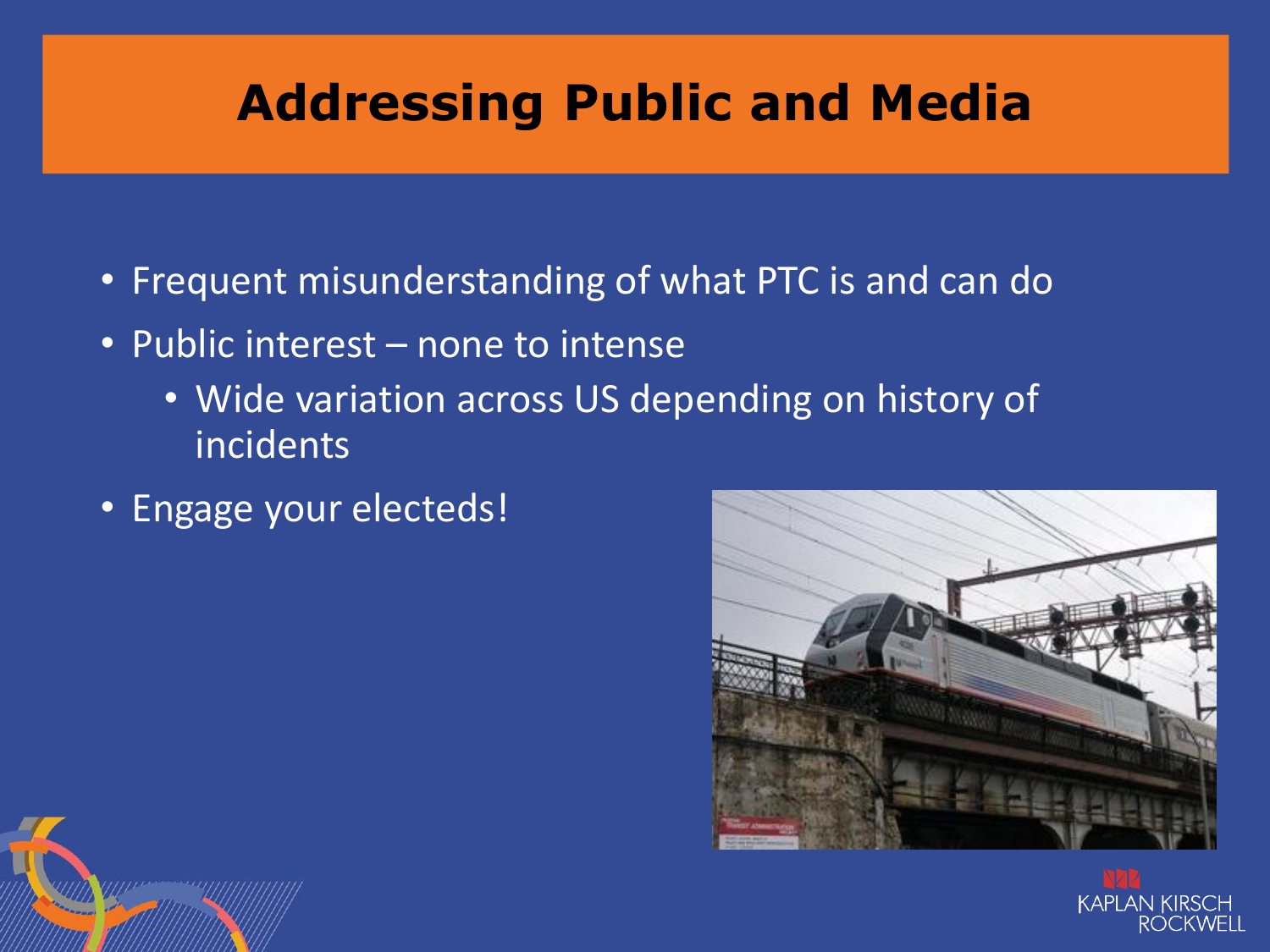# Addressing Public and Media

- Frequent misunderstanding of what PTC is and can do
- Public interest – none to intense
  - Wide variation across US depending on history of incidents
- Engage your electeds!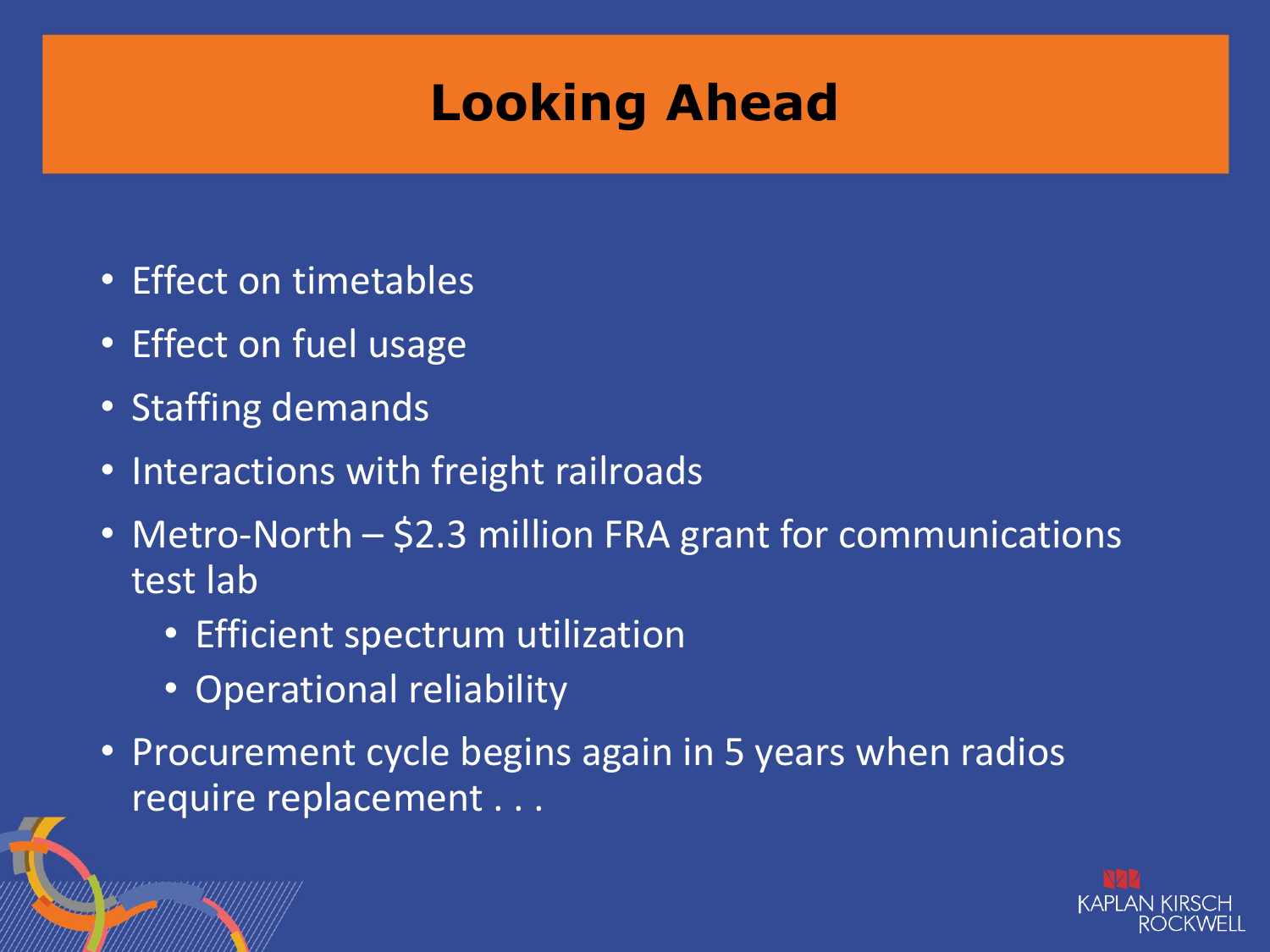# Looking Ahead

- Effect on timetables
- Effect on fuel usage
- Staffing demands
- Interactions with freight railroads
- Metro-North – $2.3 million FRA grant for communications test lab
  - Efficient spectrum utilization
  - Operational reliability
- Procurement cycle begins again in 5 years when radios require replacement . . .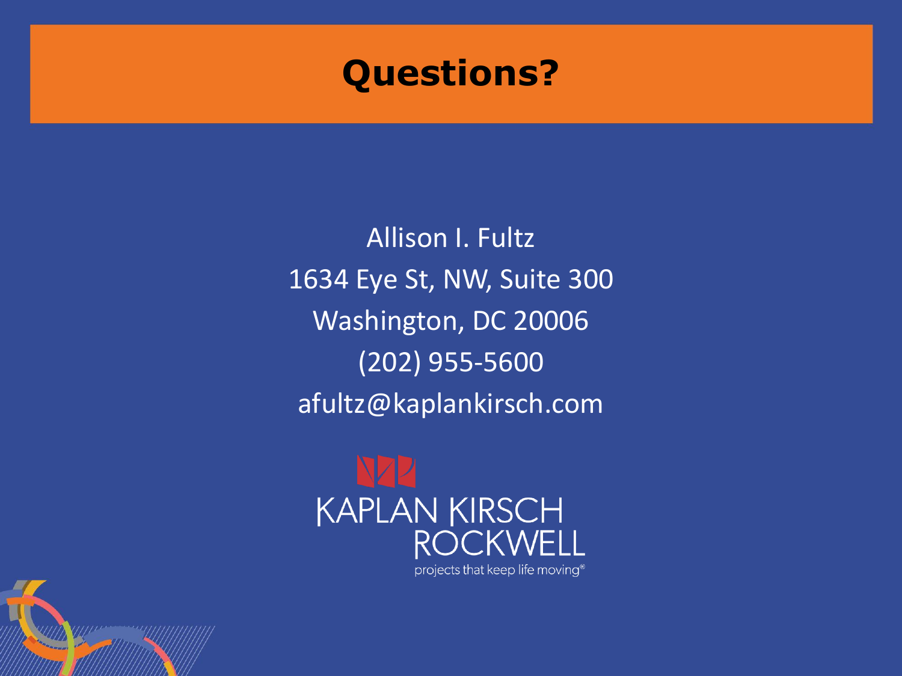# Questions?

Allison I. Fultz

1634 Eye St, NW, Suite 300

Washington, DC 20006

(202) 955-5600

afultz@kaplankirsch.com

KAPLAN KIRSCH ROCKWELL

projects that keep life moving®